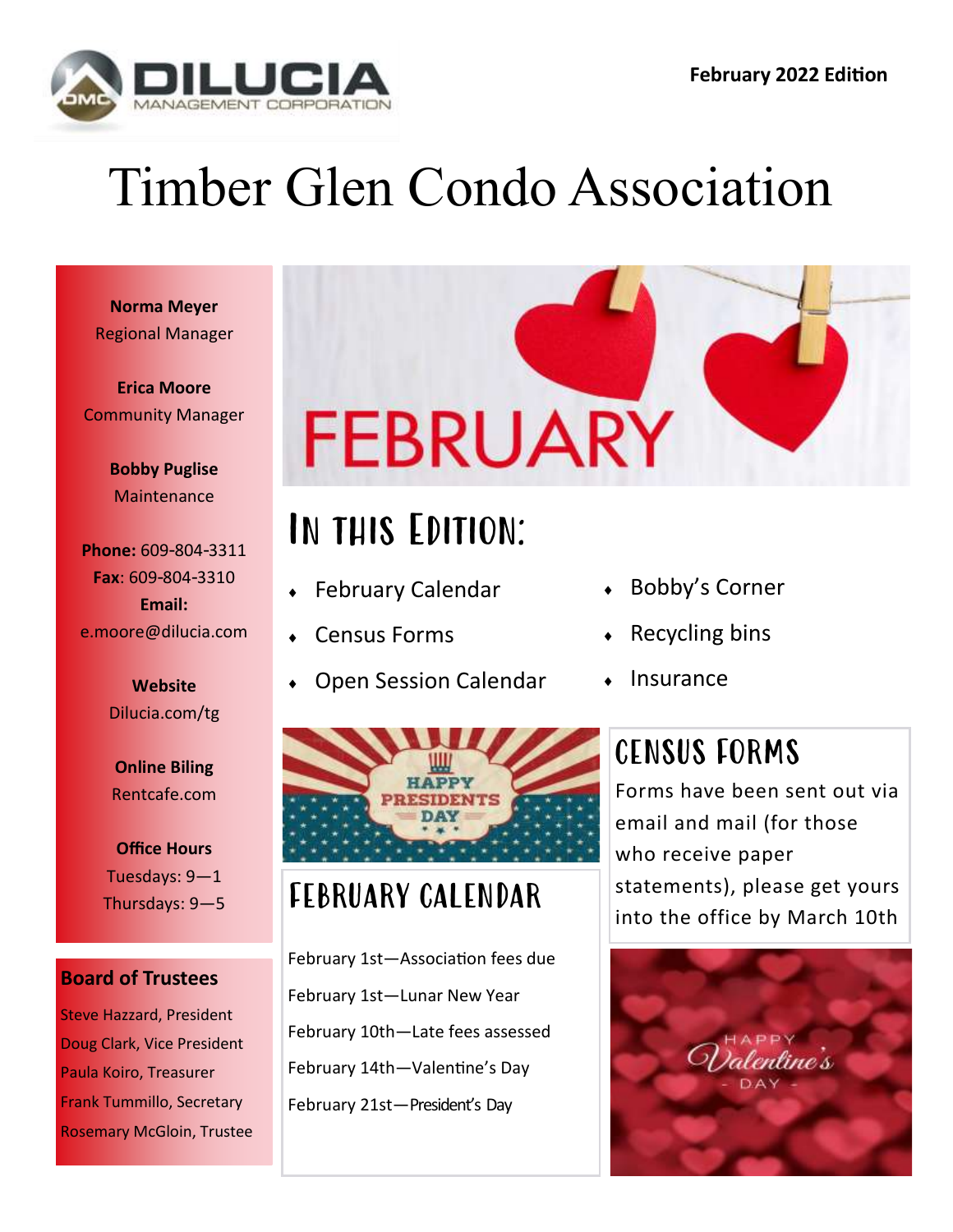DILUCIA MANAGEMENT CORPORATION

**February 2022 Edition**

# Timber Glen Condo Association

**Norma Meyer**
Regional Manager

**Erica Moore**
Community Manager

**Bobby Puglise**
Maintenance

**Phone:** 609-804-3311
**Fax**: 609-804-3310
**Email:**
e.moore@dilucia.com

**Website**
Dilucia.com/tg

**Online Biling**
Rentcafe.com

**Office Hours**
Tuesdays: 9—1
Thursdays: 9—5

## Board of Trustees

Steve Hazzard, President
Doug Clark, Vice President
Paula Koiro, Treasurer
Frank Tummillo, Secretary
Rosemary McGloin, Trustee

FEBRUARY

## In this Edition:

- February Calendar
- Census Forms
- Open Session Calendar
- Bobby's Corner
- Recycling bins
- Insurance

HAPPY PRESIDENTS DAY

## February Calendar

February 1st—Association fees due

February 1st—Lunar New Year

February 10th—Late fees assessed

February 14th—Valentine's Day

February 21st—President's Day

## Census Forms

Forms have been sent out via email and mail (for those who receive paper statements), please get yours into the office by March 10th

HAPPY Valentine's - DAY -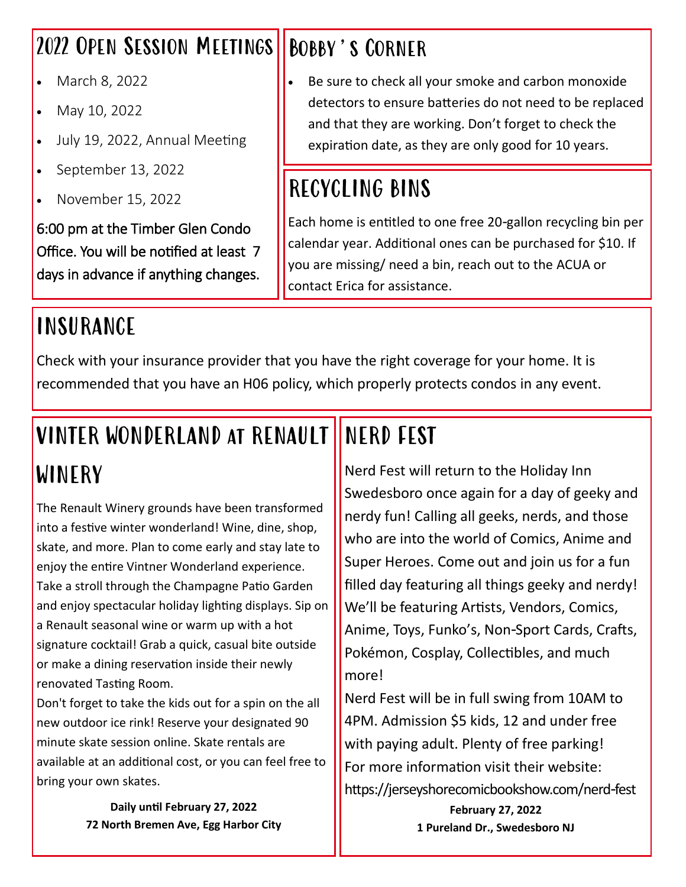## 2022 Open Session Meetings

- March 8, 2022
- May 10, 2022
- July 19, 2022, Annual Meeting
- September 13, 2022
- November 15, 2022

6:00 pm at the Timber Glen Condo Office. You will be notified at least 7 days in advance if anything changes.

## Bobby's Corner

- Be sure to check all your smoke and carbon monoxide detectors to ensure batteries do not need to be replaced and that they are working. Don't forget to check the expiration date, as they are only good for 10 years.

## Recycling Bins

Each home is entitled to one free 20-gallon recycling bin per calendar year. Additional ones can be purchased for $10. If you are missing/ need a bin, reach out to the ACUA or contact Erica for assistance.

## Insurance

Check with your insurance provider that you have the right coverage for your home. It is recommended that you have an H06 policy, which properly protects condos in any event.

## Vinter Wonderland at Renault Winery

The Renault Winery grounds have been transformed into a festive winter wonderland! Wine, dine, shop, skate, and more. Plan to come early and stay late to enjoy the entire Vintner Wonderland experience. Take a stroll through the Champagne Patio Garden and enjoy spectacular holiday lighting displays. Sip on a Renault seasonal wine or warm up with a hot signature cocktail! Grab a quick, casual bite outside or make a dining reservation inside their newly renovated Tasting Room.

Don't forget to take the kids out for a spin on the all new outdoor ice rink! Reserve your designated 90 minute skate session online. Skate rentals are available at an additional cost, or you can feel free to bring your own skates.

**Daily until February 27, 2022**
**72 North Bremen Ave, Egg Harbor City**

## Nerd Fest

Nerd Fest will return to the Holiday Inn Swedesboro once again for a day of geeky and nerdy fun! Calling all geeks, nerds, and those who are into the world of Comics, Anime and Super Heroes. Come out and join us for a fun filled day featuring all things geeky and nerdy! We'll be featuring Artists, Vendors, Comics, Anime, Toys, Funko's, Non-Sport Cards, Crafts, Pokémon, Cosplay, Collectibles, and much more!

Nerd Fest will be in full swing from 10AM to 4PM. Admission $5 kids, 12 and under free with paying adult. Plenty of free parking!

For more information visit their website: https://jerseyshorecomicbookshow.com/nerd-fest

**February 27, 2022**
**1 Pureland Dr., Swedesboro NJ**